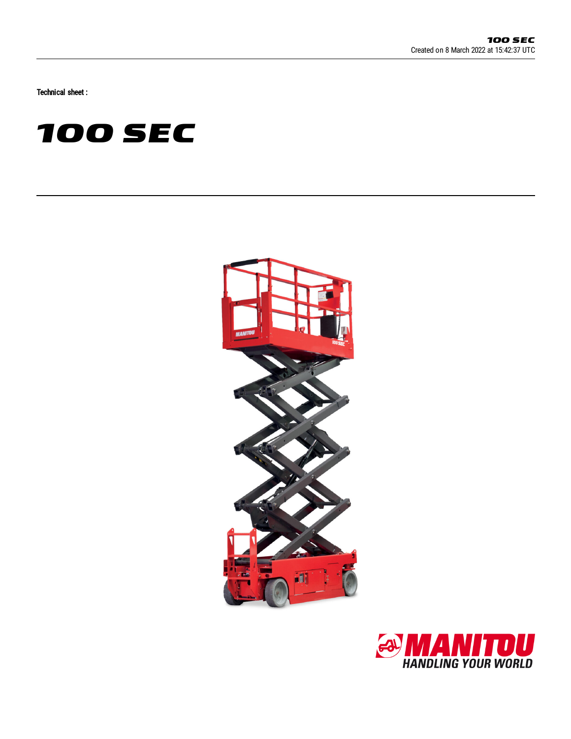Technical sheet :

# 100 SEC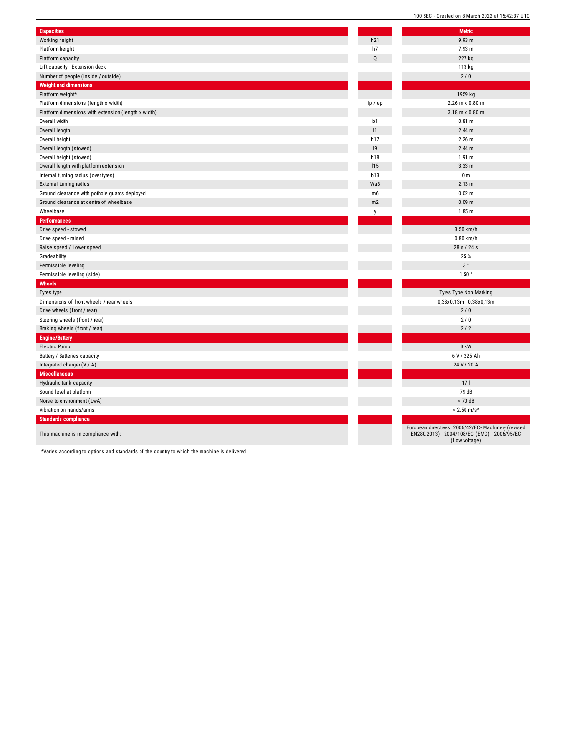| Capacities | | Metric |
|---|---|---|
| Working height | h21 | 9.93 m |
| Platform height | h7 | 7.93 m |
| Platform capacity | Q | 227 kg |
| Lift capacity - Extension deck | | 113 kg |
| Number of people (inside / outside) | | 2 / 0 |
| **Weight and dimensions** | | |
| Platform weight* | | 1959 kg |
| Platform dimensions (length x width) | lp / ep | 2.26 m x 0.80 m |
| Platform dimensions with extension (length x width) | | 3.18 m x 0.80 m |
| Overall width | b1 | 0.81 m |
| Overall length | l1 | 2.44 m |
| Overall height | h17 | 2.26 m |
| Overall length (stowed) | l9 | 2.44 m |
| Overall height (stowed) | h18 | 1.91 m |
| Overall length with platform extension | l15 | 3.33 m |
| Internal turning radius (over tyres) | b13 | 0 m |
| External turning radius | Wa3 | 2.13 m |
| Ground clearance with pothole guards deployed | m6 | 0.02 m |
| Ground clearance at centre of wheelbase | m2 | 0.09 m |
| Wheelbase | y | 1.85 m |
| **Performances** | | |
| Drive speed - stowed | | 3.50 km/h |
| Drive speed - raised | | 0.80 km/h |
| Raise speed / Lower speed | | 28 s / 24 s |
| Gradeability | | 25 % |
| Permissible leveling | | 3 ° |
| Permissible leveling (side) | | 1.50 ° |
| **Wheels** | | |
| Tyres type | | Tyres Type Non Marking |
| Dimensions of front wheels / rear wheels | | 0,38x0,13m - 0,38x0,13m |
| Drive wheels (front / rear) | | 2 / 0 |
| Steering wheels (front / rear) | | 2 / 0 |
| Braking wheels (front / rear) | | 2 / 2 |
| **Engine/Battery** | | |
| Electric Pump | | 3 kW |
| Battery / Batteries capacity | | 6 V / 225 Ah |
| Integrated charger (V / A) | | 24 V / 20 A |
| **Miscellaneous** | | |
| Hydraulic tank capacity | | 17 l |
| Sound level at platform | | 79 dB |
| Noise to environment (LwA) | | < 70 dB |
| Vibration on hands/arms | | < 2.50 m/s² |
| **Standards compliance** | | |
| This machine is in compliance with: | | European directives: 2006/42/EC- Machinery (revised EN280:2013) - 2004/108/EC (EMC) - 2006/95/EC (Low voltage) |

*Varies according to options and standards of the country to which the machine is delivered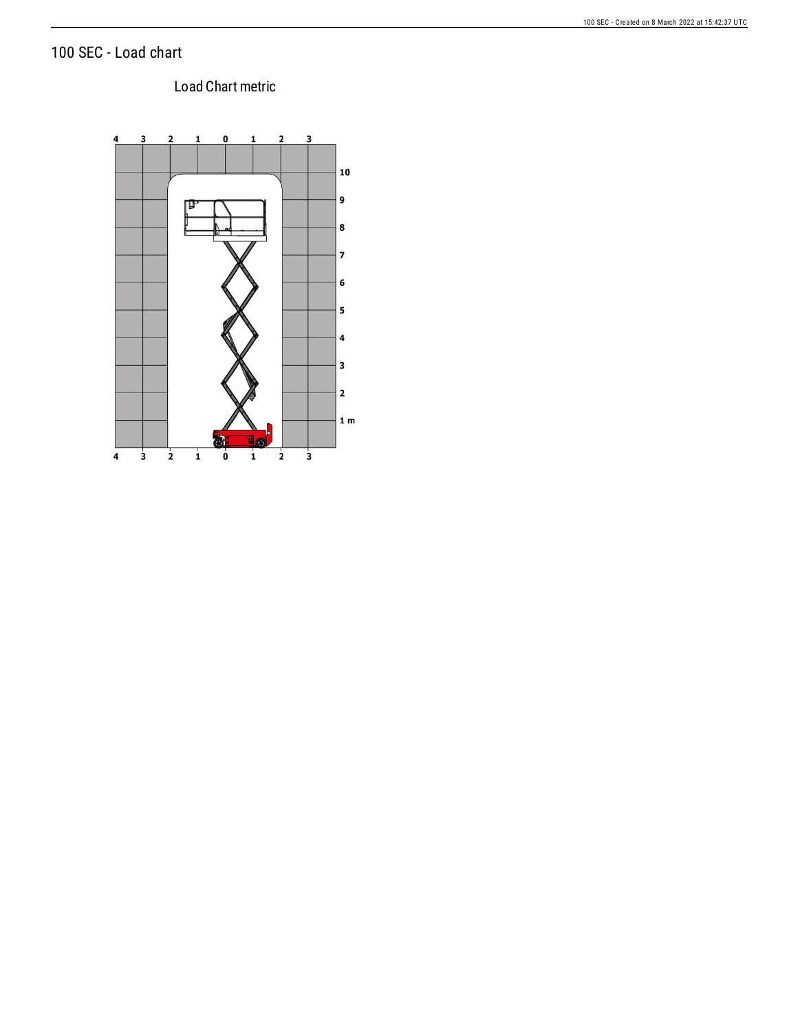# 100 SEC - Load chart

Load Chart metric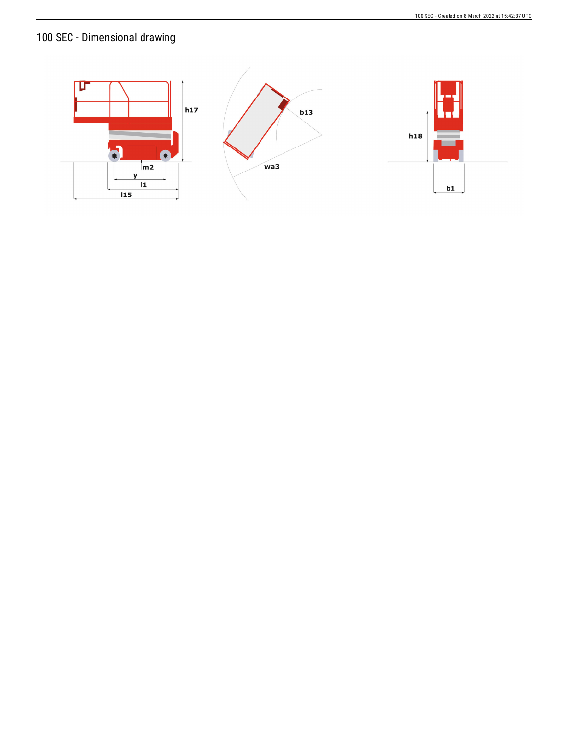# 100 SEC - Dimensional drawing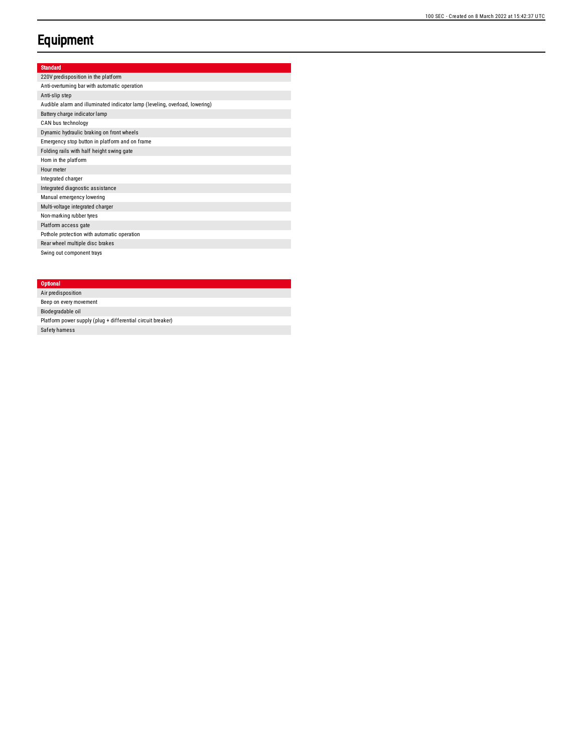# Equipment

| Standard |
| --- |
| 220V predisposition in the platform |
| Anti-overturning bar with automatic operation |
| Anti-slip step |
| Audible alarm and illuminated indicator lamp (leveling, overload, lowering) |
| Battery charge indicator lamp |
| CAN bus technology |
| Dynamic hydraulic braking on front wheels |
| Emergency stop button in platform and on frame |
| Folding rails with half height swing gate |
| Horn in the platform |
| Hour meter |
| Integrated charger |
| Integrated diagnostic assistance |
| Manual emergency lowering |
| Multi-voltage integrated charger |
| Non-marking rubber tyres |
| Platform access gate |
| Pothole protection with automatic operation |
| Rear wheel multiple disc brakes |
| Swing out component trays |

| Optional |
| --- |
| Air predisposition |
| Beep on every movement |
| Biodegradable oil |
| Platform power supply (plug + differential circuit breaker) |
| Safety harness |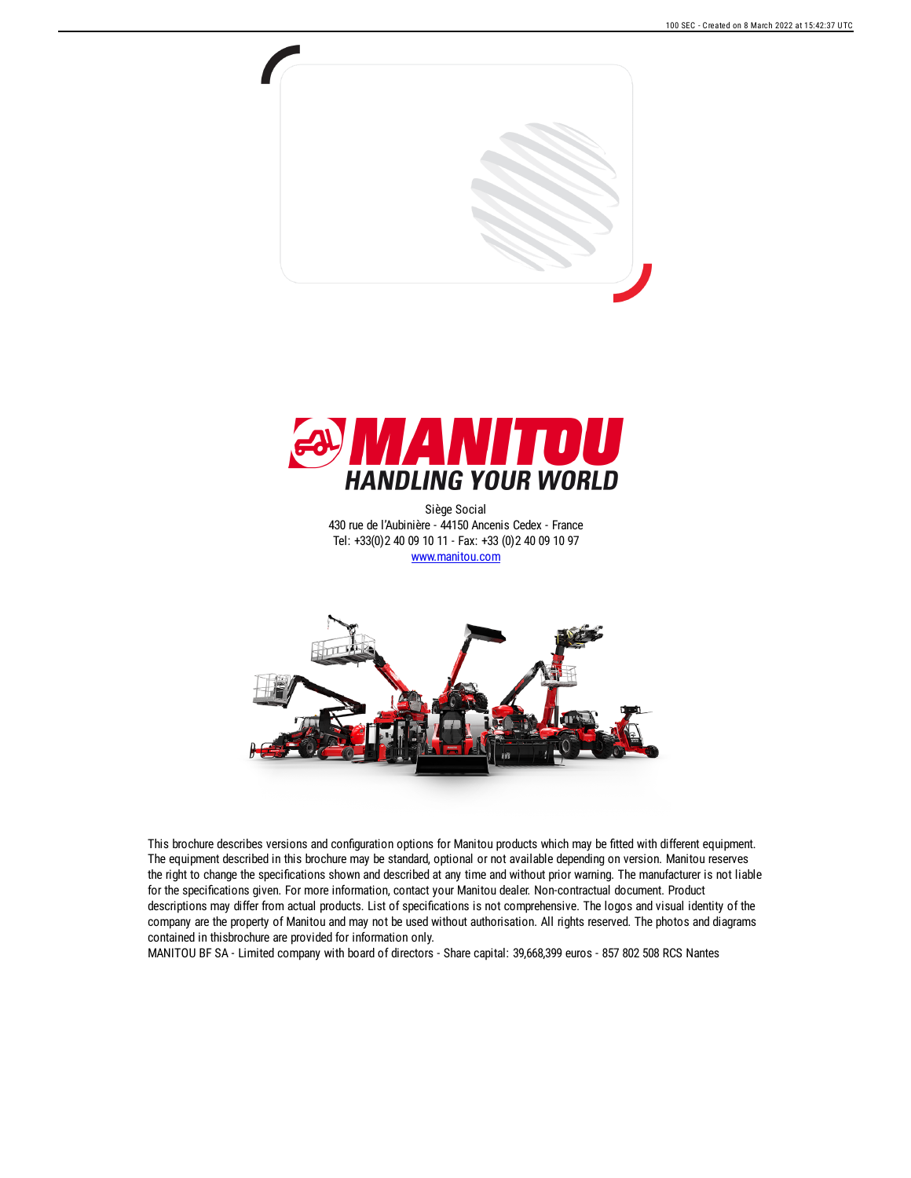Siège Social
430 rue de l'Aubinière - 44150 Ancenis Cedex - France
Tel: +33(0)2 40 09 10 11 - Fax: +33 (0)2 40 09 10 97
[www.manitou.com](http://www.manitou.com)

This brochure describes versions and configuration options for Manitou products which may be fitted with different equipment. The equipment described in this brochure may be standard, optional or not available depending on version. Manitou reserves the right to change the specifications shown and described at any time and without prior warning. The manufacturer is not liable for the specifications given. For more information, contact your Manitou dealer. Non-contractual document. Product descriptions may differ from actual products. List of specifications is not comprehensive. The logos and visual identity of the company are the property of Manitou and may not be used without authorisation. All rights reserved. The photos and diagrams contained in thisbrochure are provided for information only.
MANITOU BF SA - Limited company with board of directors - Share capital: 39,668,399 euros - 857 802 508 RCS Nantes